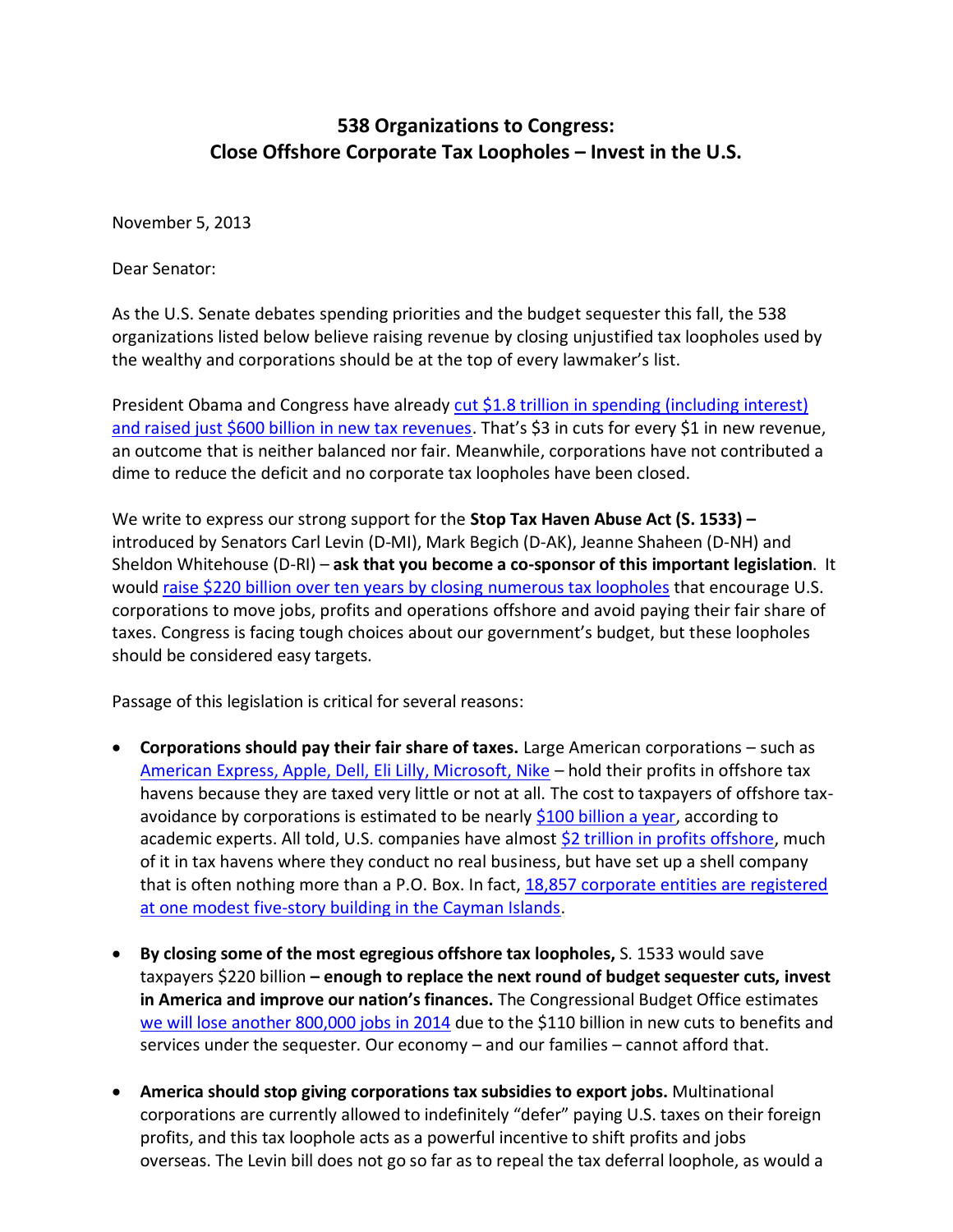# 538 Organizations to Congress: Close Offshore Corporate Tax Loopholes – Invest in the U.S.

November 5, 2013

Dear Senator:

As the U.S. Senate debates spending priorities and the budget sequester this fall, the 538 organizations listed below believe raising revenue by closing unjustified tax loopholes used by the wealthy and corporations should be at the top of every lawmaker's list.

President Obama and Congress have already cut $1.8 trillion in spending (including interest) and raised just $600 billion in new tax revenues. That's $3 in cuts for every $1 in new revenue, an outcome that is neither balanced nor fair. Meanwhile, corporations have not contributed a dime to reduce the deficit and no corporate tax loopholes have been closed.

We write to express our strong support for the **Stop Tax Haven Abuse Act (S. 1533) –** introduced by Senators Carl Levin (D-MI), Mark Begich (D-AK), Jeanne Shaheen (D-NH) and Sheldon Whitehouse (D-RI) – **ask that you become a co-sponsor of this important legislation**. It would raise $220 billion over ten years by closing numerous tax loopholes that encourage U.S. corporations to move jobs, profits and operations offshore and avoid paying their fair share of taxes. Congress is facing tough choices about our government's budget, but these loopholes should be considered easy targets.

Passage of this legislation is critical for several reasons:

- **Corporations should pay their fair share of taxes.** Large American corporations – such as American Express, Apple, Dell, Eli Lilly, Microsoft, Nike – hold their profits in offshore tax havens because they are taxed very little or not at all. The cost to taxpayers of offshore tax-avoidance by corporations is estimated to be nearly $100 billion a year, according to academic experts. All told, U.S. companies have almost $2 trillion in profits offshore, much of it in tax havens where they conduct no real business, but have set up a shell company that is often nothing more than a P.O. Box. In fact, 18,857 corporate entities are registered at one modest five-story building in the Cayman Islands.

- **By closing some of the most egregious offshore tax loopholes,** S. 1533 would save taxpayers $220 billion **– enough to replace the next round of budget sequester cuts, invest in America and improve our nation's finances.** The Congressional Budget Office estimates we will lose another 800,000 jobs in 2014 due to the $110 billion in new cuts to benefits and services under the sequester. Our economy – and our families – cannot afford that.

- **America should stop giving corporations tax subsidies to export jobs.** Multinational corporations are currently allowed to indefinitely "defer" paying U.S. taxes on their foreign profits, and this tax loophole acts as a powerful incentive to shift profits and jobs overseas. The Levin bill does not go so far as to repeal the tax deferral loophole, as would a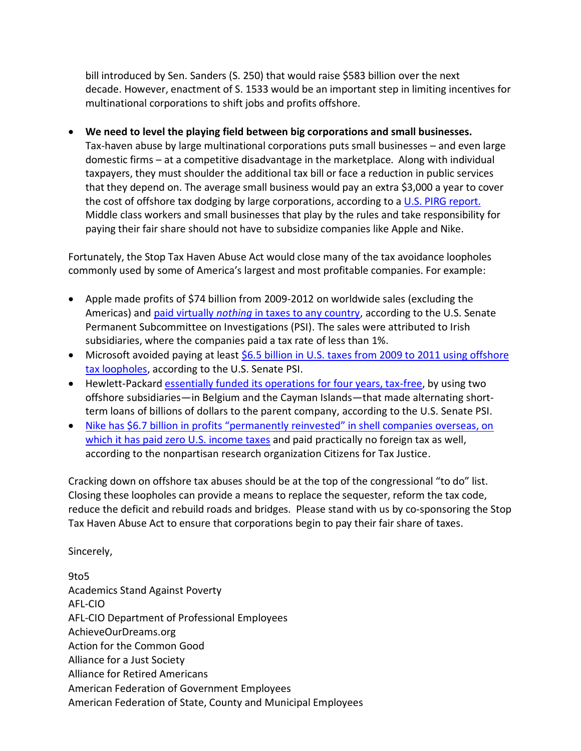bill introduced by Sen. Sanders (S. 250) that would raise $583 billion over the next decade. However, enactment of S. 1533 would be an important step in limiting incentives for multinational corporations to shift jobs and profits offshore.

- **We need to level the playing field between big corporations and small businesses.** Tax-haven abuse by large multinational corporations puts small businesses – and even large domestic firms – at a competitive disadvantage in the marketplace. Along with individual taxpayers, they must shoulder the additional tax bill or face a reduction in public services that they depend on. The average small business would pay an extra $3,000 a year to cover the cost of offshore tax dodging by large corporations, according to a U.S. PIRG report. Middle class workers and small businesses that play by the rules and take responsibility for paying their fair share should not have to subsidize companies like Apple and Nike.

Fortunately, the Stop Tax Haven Abuse Act would close many of the tax avoidance loopholes commonly used by some of America's largest and most profitable companies. For example:

- Apple made profits of $74 billion from 2009-2012 on worldwide sales (excluding the Americas) and paid virtually *nothing* in taxes to any country, according to the U.S. Senate Permanent Subcommittee on Investigations (PSI). The sales were attributed to Irish subsidiaries, where the companies paid a tax rate of less than 1%.
- Microsoft avoided paying at least $6.5 billion in U.S. taxes from 2009 to 2011 using offshore tax loopholes, according to the U.S. Senate PSI.
- Hewlett-Packard essentially funded its operations for four years, tax-free, by using two offshore subsidiaries—in Belgium and the Cayman Islands—that made alternating short-term loans of billions of dollars to the parent company, according to the U.S. Senate PSI.
- Nike has $6.7 billion in profits "permanently reinvested" in shell companies overseas, on which it has paid zero U.S. income taxes and paid practically no foreign tax as well, according to the nonpartisan research organization Citizens for Tax Justice.

Cracking down on offshore tax abuses should be at the top of the congressional "to do" list. Closing these loopholes can provide a means to replace the sequester, reform the tax code, reduce the deficit and rebuild roads and bridges. Please stand with us by co-sponsoring the Stop Tax Haven Abuse Act to ensure that corporations begin to pay their fair share of taxes.

Sincerely,

9to5
Academics Stand Against Poverty
AFL-CIO
AFL-CIO Department of Professional Employees
AchieveOurDreams.org
Action for the Common Good
Alliance for a Just Society
Alliance for Retired Americans
American Federation of Government Employees
American Federation of State, County and Municipal Employees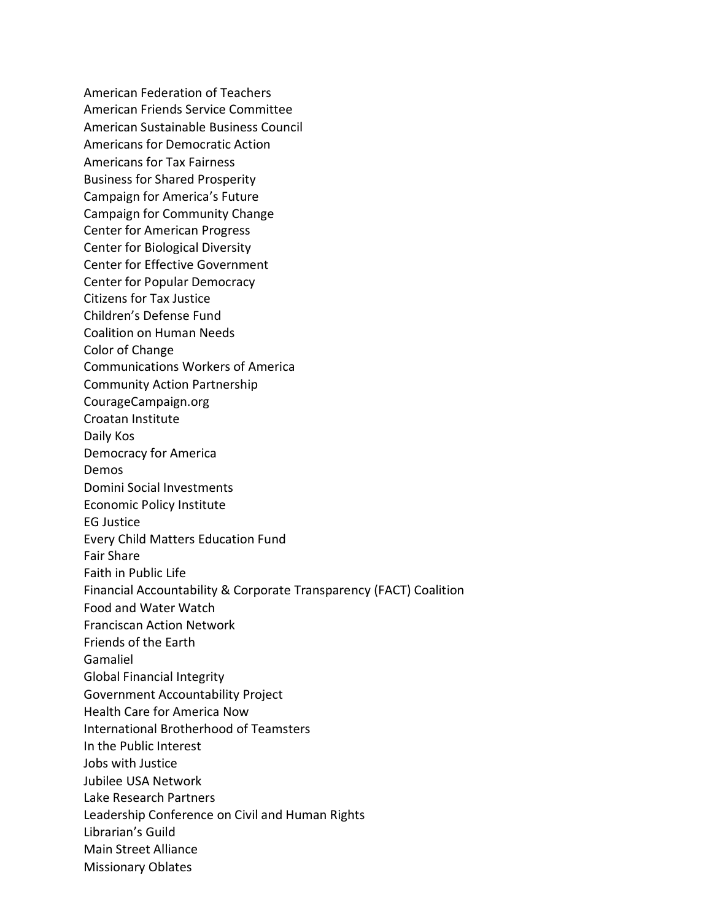American Federation of Teachers
American Friends Service Committee
American Sustainable Business Council
Americans for Democratic Action
Americans for Tax Fairness
Business for Shared Prosperity
Campaign for America's Future
Campaign for Community Change
Center for American Progress
Center for Biological Diversity
Center for Effective Government
Center for Popular Democracy
Citizens for Tax Justice
Children's Defense Fund
Coalition on Human Needs
Color of Change
Communications Workers of America
Community Action Partnership
CourageCampaign.org
Croatan Institute
Daily Kos
Democracy for America
Demos
Domini Social Investments
Economic Policy Institute
EG Justice
Every Child Matters Education Fund
Fair Share
Faith in Public Life
Financial Accountability & Corporate Transparency (FACT) Coalition
Food and Water Watch
Franciscan Action Network
Friends of the Earth
Gamaliel
Global Financial Integrity
Government Accountability Project
Health Care for America Now
International Brotherhood of Teamsters
In the Public Interest
Jobs with Justice
Jubilee USA Network
Lake Research Partners
Leadership Conference on Civil and Human Rights
Librarian's Guild
Main Street Alliance
Missionary Oblates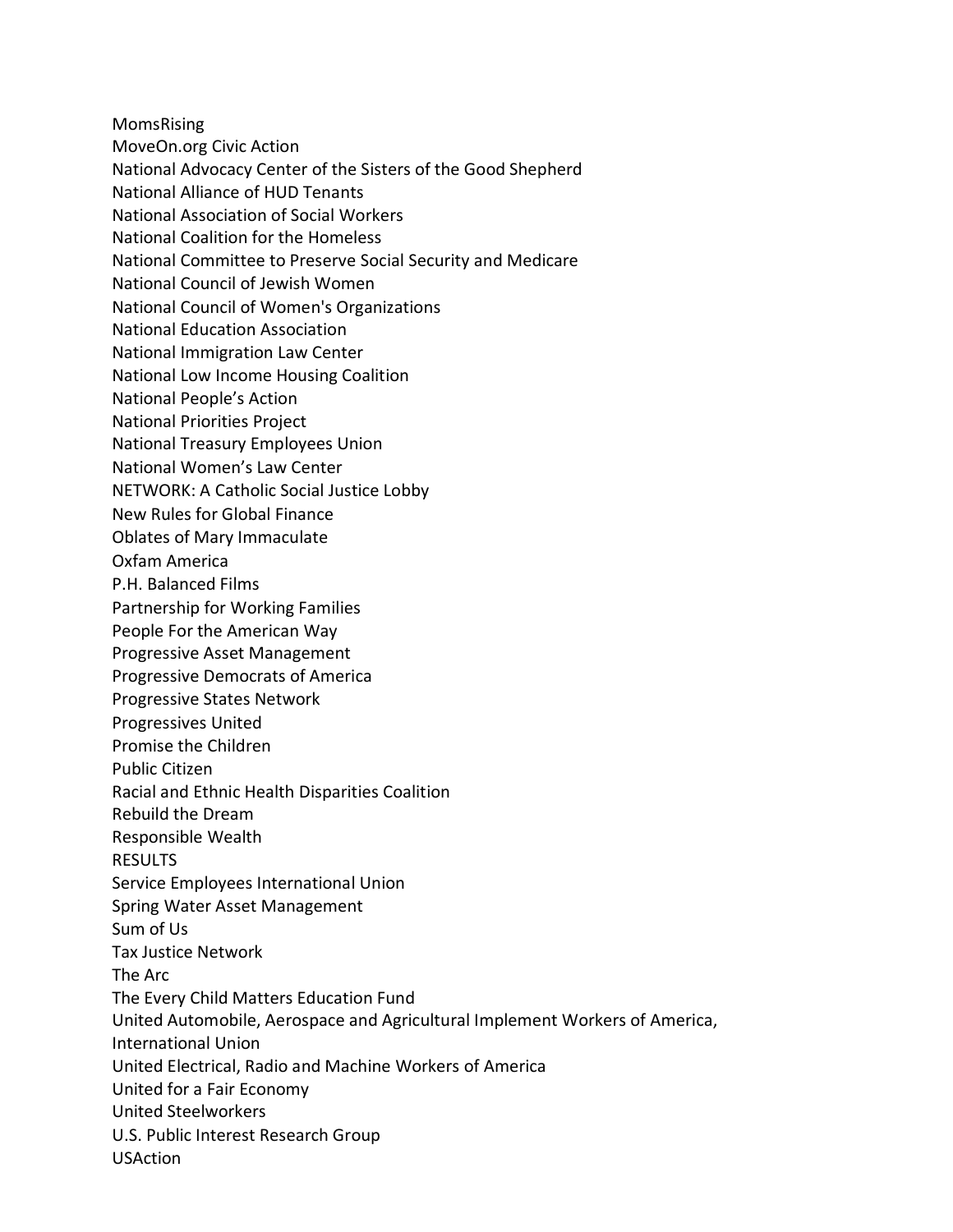MomsRising
MoveOn.org Civic Action
National Advocacy Center of the Sisters of the Good Shepherd
National Alliance of HUD Tenants
National Association of Social Workers
National Coalition for the Homeless
National Committee to Preserve Social Security and Medicare
National Council of Jewish Women
National Council of Women's Organizations
National Education Association
National Immigration Law Center
National Low Income Housing Coalition
National People's Action
National Priorities Project
National Treasury Employees Union
National Women's Law Center
NETWORK: A Catholic Social Justice Lobby
New Rules for Global Finance
Oblates of Mary Immaculate
Oxfam America
P.H. Balanced Films
Partnership for Working Families
People For the American Way
Progressive Asset Management
Progressive Democrats of America
Progressive States Network
Progressives United
Promise the Children
Public Citizen
Racial and Ethnic Health Disparities Coalition
Rebuild the Dream
Responsible Wealth
RESULTS
Service Employees International Union
Spring Water Asset Management
Sum of Us
Tax Justice Network
The Arc
The Every Child Matters Education Fund
United Automobile, Aerospace and Agricultural Implement Workers of America, International Union
United Electrical, Radio and Machine Workers of America
United for a Fair Economy
United Steelworkers
U.S. Public Interest Research Group
USAction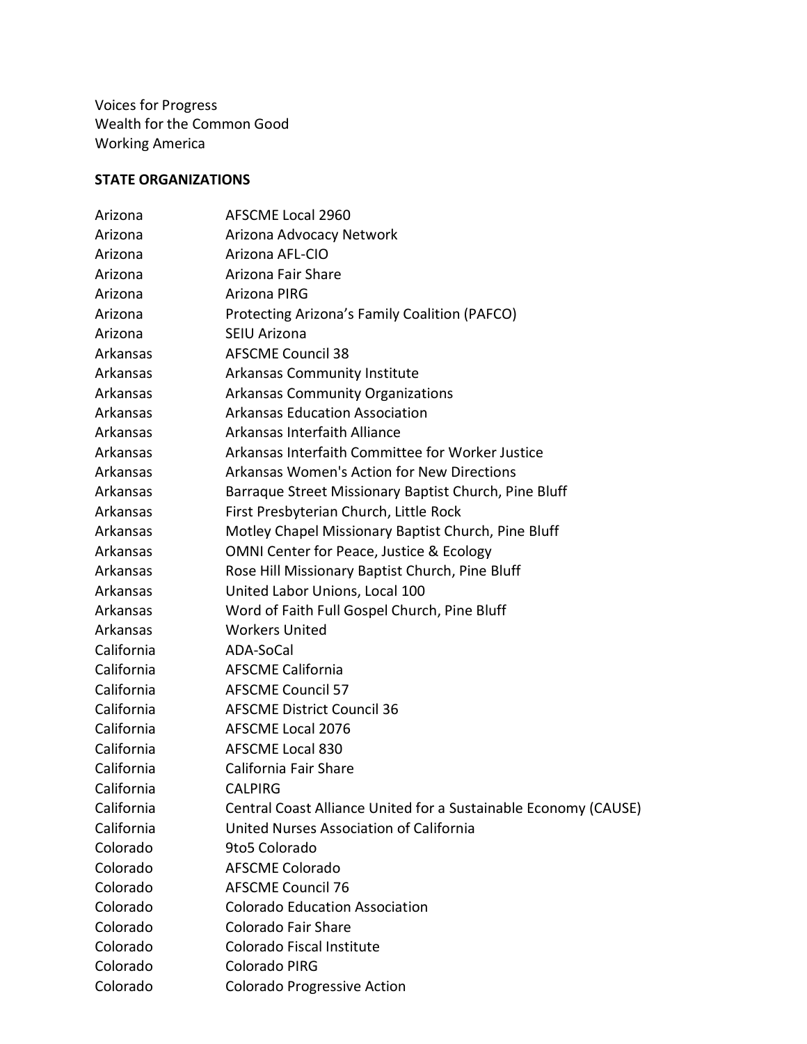Voices for Progress
Wealth for the Common Good
Working America

**STATE ORGANIZATIONS**

| | |
|---|---|
| Arizona | AFSCME Local 2960 |
| Arizona | Arizona Advocacy Network |
| Arizona | Arizona AFL-CIO |
| Arizona | Arizona Fair Share |
| Arizona | Arizona PIRG |
| Arizona | Protecting Arizona's Family Coalition (PAFCO) |
| Arizona | SEIU Arizona |
| Arkansas | AFSCME Council 38 |
| Arkansas | Arkansas Community Institute |
| Arkansas | Arkansas Community Organizations |
| Arkansas | Arkansas Education Association |
| Arkansas | Arkansas Interfaith Alliance |
| Arkansas | Arkansas Interfaith Committee for Worker Justice |
| Arkansas | Arkansas Women's Action for New Directions |
| Arkansas | Barraque Street Missionary Baptist Church, Pine Bluff |
| Arkansas | First Presbyterian Church, Little Rock |
| Arkansas | Motley Chapel Missionary Baptist Church, Pine Bluff |
| Arkansas | OMNI Center for Peace, Justice & Ecology |
| Arkansas | Rose Hill Missionary Baptist Church, Pine Bluff |
| Arkansas | United Labor Unions, Local 100 |
| Arkansas | Word of Faith Full Gospel Church, Pine Bluff |
| Arkansas | Workers United |
| California | ADA-SoCal |
| California | AFSCME California |
| California | AFSCME Council 57 |
| California | AFSCME District Council 36 |
| California | AFSCME Local 2076 |
| California | AFSCME Local 830 |
| California | California Fair Share |
| California | CALPIRG |
| California | Central Coast Alliance United for a Sustainable Economy (CAUSE) |
| California | United Nurses Association of California |
| Colorado | 9to5 Colorado |
| Colorado | AFSCME Colorado |
| Colorado | AFSCME Council 76 |
| Colorado | Colorado Education Association |
| Colorado | Colorado Fair Share |
| Colorado | Colorado Fiscal Institute |
| Colorado | Colorado PIRG |
| Colorado | Colorado Progressive Action |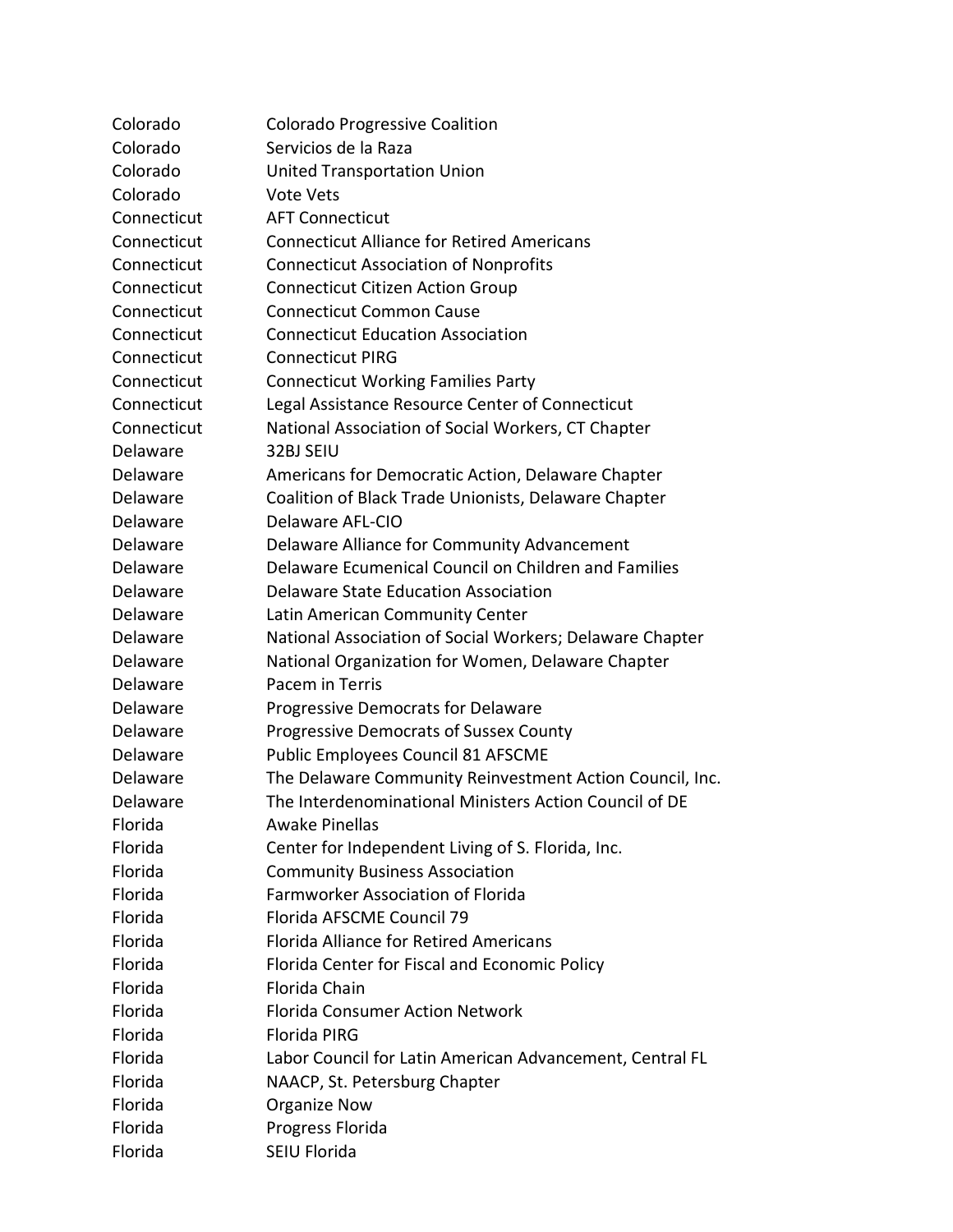| | |
|---|---|
| Colorado | Colorado Progressive Coalition |
| Colorado | Servicios de la Raza |
| Colorado | United Transportation Union |
| Colorado | Vote Vets |
| Connecticut | AFT Connecticut |
| Connecticut | Connecticut Alliance for Retired Americans |
| Connecticut | Connecticut Association of Nonprofits |
| Connecticut | Connecticut Citizen Action Group |
| Connecticut | Connecticut Common Cause |
| Connecticut | Connecticut Education Association |
| Connecticut | Connecticut PIRG |
| Connecticut | Connecticut Working Families Party |
| Connecticut | Legal Assistance Resource Center of Connecticut |
| Connecticut | National Association of Social Workers, CT Chapter |
| Delaware | 32BJ SEIU |
| Delaware | Americans for Democratic Action, Delaware Chapter |
| Delaware | Coalition of Black Trade Unionists, Delaware Chapter |
| Delaware | Delaware AFL-CIO |
| Delaware | Delaware Alliance for Community Advancement |
| Delaware | Delaware Ecumenical Council on Children and Families |
| Delaware | Delaware State Education Association |
| Delaware | Latin American Community Center |
| Delaware | National Association of Social Workers; Delaware Chapter |
| Delaware | National Organization for Women, Delaware Chapter |
| Delaware | Pacem in Terris |
| Delaware | Progressive Democrats for Delaware |
| Delaware | Progressive Democrats of Sussex County |
| Delaware | Public Employees Council 81 AFSCME |
| Delaware | The Delaware Community Reinvestment Action Council, Inc. |
| Delaware | The Interdenominational Ministers Action Council of DE |
| Florida | Awake Pinellas |
| Florida | Center for Independent Living of S. Florida, Inc. |
| Florida | Community Business Association |
| Florida | Farmworker Association of Florida |
| Florida | Florida AFSCME Council 79 |
| Florida | Florida Alliance for Retired Americans |
| Florida | Florida Center for Fiscal and Economic Policy |
| Florida | Florida Chain |
| Florida | Florida Consumer Action Network |
| Florida | Florida PIRG |
| Florida | Labor Council for Latin American Advancement, Central FL |
| Florida | NAACP, St. Petersburg Chapter |
| Florida | Organize Now |
| Florida | Progress Florida |
| Florida | SEIU Florida |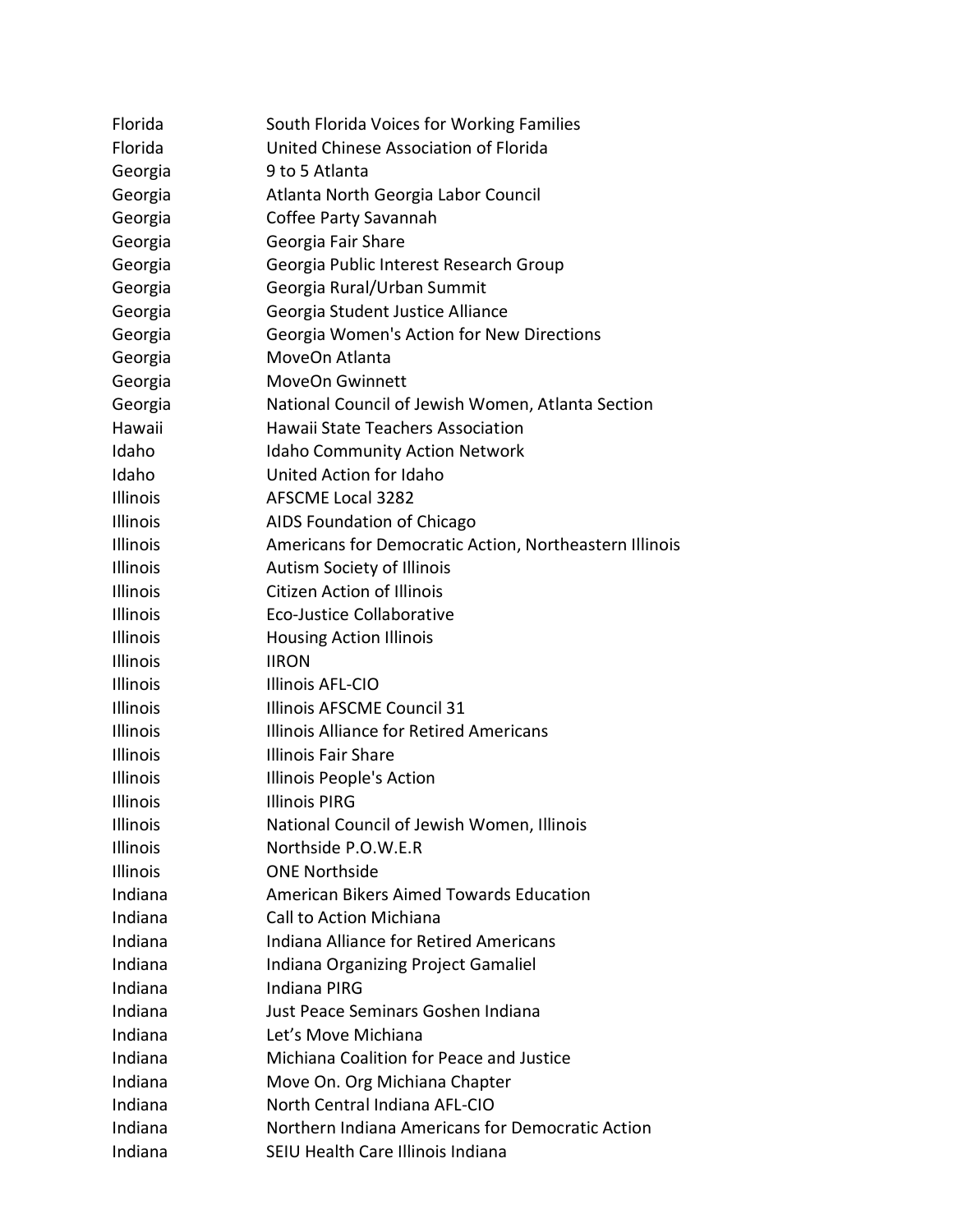| | |
|---|---|
| Florida | South Florida Voices for Working Families |
| Florida | United Chinese Association of Florida |
| Georgia | 9 to 5 Atlanta |
| Georgia | Atlanta North Georgia Labor Council |
| Georgia | Coffee Party Savannah |
| Georgia | Georgia Fair Share |
| Georgia | Georgia Public Interest Research Group |
| Georgia | Georgia Rural/Urban Summit |
| Georgia | Georgia Student Justice Alliance |
| Georgia | Georgia Women's Action for New Directions |
| Georgia | MoveOn Atlanta |
| Georgia | MoveOn Gwinnett |
| Georgia | National Council of Jewish Women, Atlanta Section |
| Hawaii | Hawaii State Teachers Association |
| Idaho | Idaho Community Action Network |
| Idaho | United Action for Idaho |
| Illinois | AFSCME Local 3282 |
| Illinois | AIDS Foundation of Chicago |
| Illinois | Americans for Democratic Action, Northeastern Illinois |
| Illinois | Autism Society of Illinois |
| Illinois | Citizen Action of Illinois |
| Illinois | Eco-Justice Collaborative |
| Illinois | Housing Action Illinois |
| Illinois | IIRON |
| Illinois | Illinois AFL-CIO |
| Illinois | Illinois AFSCME Council 31 |
| Illinois | Illinois Alliance for Retired Americans |
| Illinois | Illinois Fair Share |
| Illinois | Illinois People's Action |
| Illinois | Illinois PIRG |
| Illinois | National Council of Jewish Women, Illinois |
| Illinois | Northside P.O.W.E.R |
| Illinois | ONE Northside |
| Indiana | American Bikers Aimed Towards Education |
| Indiana | Call to Action Michiana |
| Indiana | Indiana Alliance for Retired Americans |
| Indiana | Indiana Organizing Project Gamaliel |
| Indiana | Indiana PIRG |
| Indiana | Just Peace Seminars Goshen Indiana |
| Indiana | Let's Move Michiana |
| Indiana | Michiana Coalition for Peace and Justice |
| Indiana | Move On. Org Michiana Chapter |
| Indiana | North Central Indiana AFL-CIO |
| Indiana | Northern Indiana Americans for Democratic Action |
| Indiana | SEIU Health Care Illinois Indiana |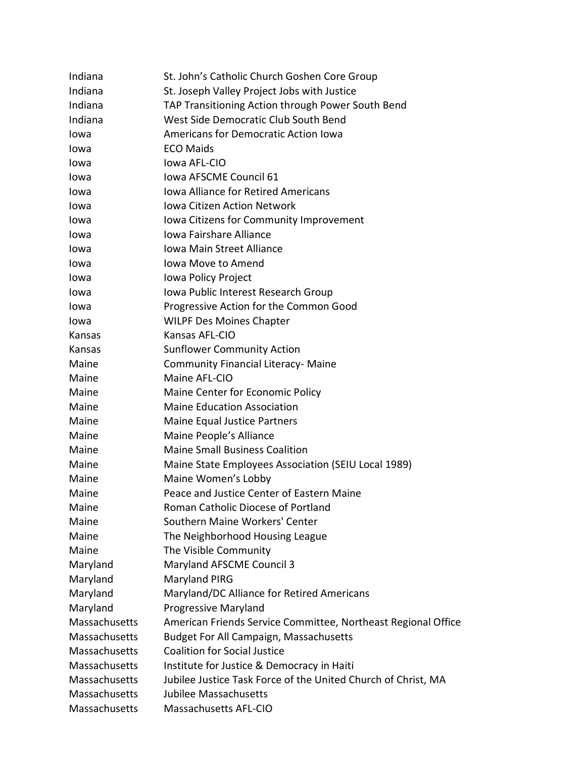| | |
|---|---|
| Indiana | St. John’s Catholic Church Goshen Core Group |
| Indiana | St. Joseph Valley Project Jobs with Justice |
| Indiana | TAP Transitioning Action through Power South Bend |
| Indiana | West Side Democratic Club South Bend |
| Iowa | Americans for Democratic Action Iowa |
| Iowa | ECO Maids |
| Iowa | Iowa AFL-CIO |
| Iowa | Iowa AFSCME Council 61 |
| Iowa | Iowa Alliance for Retired Americans |
| Iowa | Iowa Citizen Action Network |
| Iowa | Iowa Citizens for Community Improvement |
| Iowa | Iowa Fairshare Alliance |
| Iowa | Iowa Main Street Alliance |
| Iowa | Iowa Move to Amend |
| Iowa | Iowa Policy Project |
| Iowa | Iowa Public Interest Research Group |
| Iowa | Progressive Action for the Common Good |
| Iowa | WILPF Des Moines Chapter |
| Kansas | Kansas AFL-CIO |
| Kansas | Sunflower Community Action |
| Maine | Community Financial Literacy- Maine |
| Maine | Maine AFL-CIO |
| Maine | Maine Center for Economic Policy |
| Maine | Maine Education Association |
| Maine | Maine Equal Justice Partners |
| Maine | Maine People’s Alliance |
| Maine | Maine Small Business Coalition |
| Maine | Maine State Employees Association (SEIU Local 1989) |
| Maine | Maine Women’s Lobby |
| Maine | Peace and Justice Center of Eastern Maine |
| Maine | Roman Catholic Diocese of Portland |
| Maine | Southern Maine Workers' Center |
| Maine | The Neighborhood Housing League |
| Maine | The Visible Community |
| Maryland | Maryland AFSCME Council 3 |
| Maryland | Maryland PIRG |
| Maryland | Maryland/DC Alliance for Retired Americans |
| Maryland | Progressive Maryland |
| Massachusetts | American Friends Service Committee, Northeast Regional Office |
| Massachusetts | Budget For All Campaign, Massachusetts |
| Massachusetts | Coalition for Social Justice |
| Massachusetts | Institute for Justice & Democracy in Haiti |
| Massachusetts | Jubilee Justice Task Force of the United Church of Christ, MA |
| Massachusetts | Jubilee Massachusetts |
| Massachusetts | Massachusetts AFL-CIO |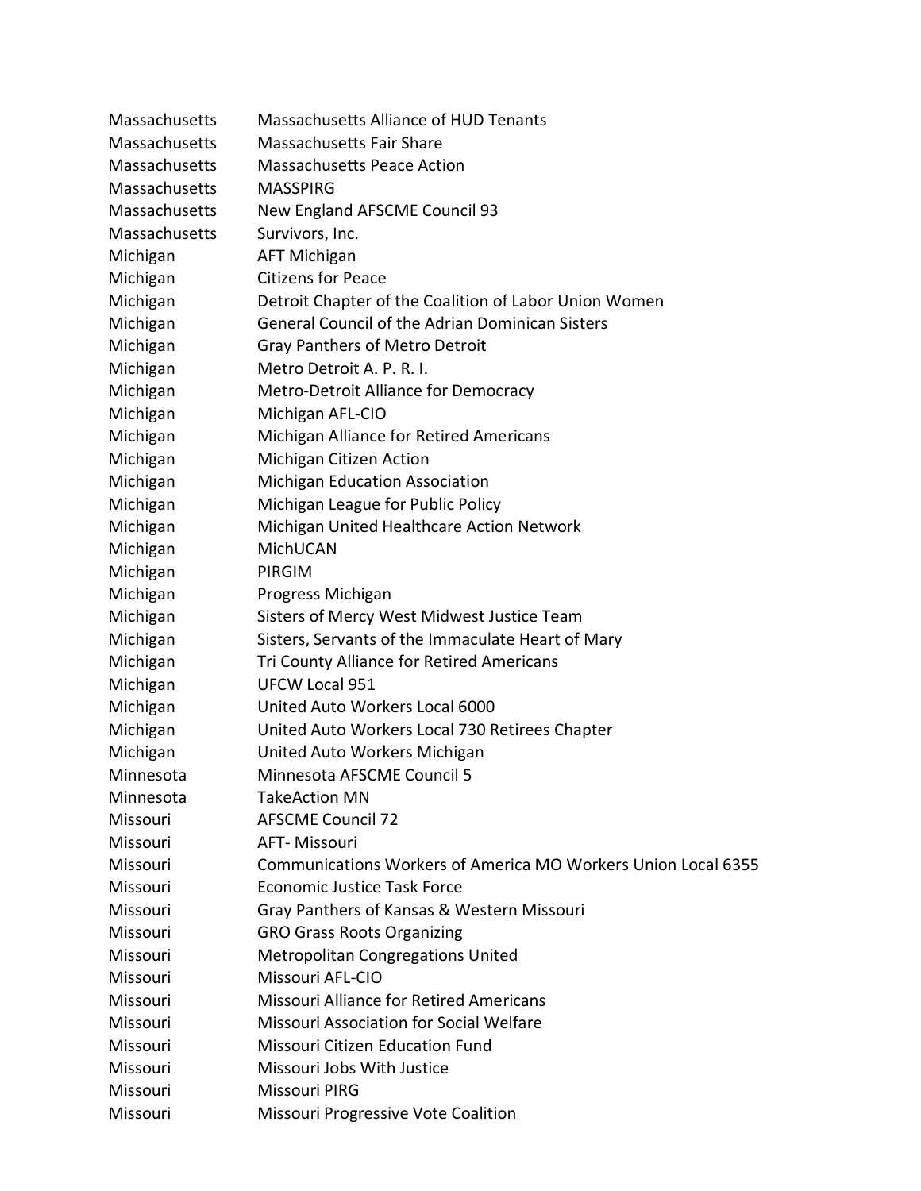| | |
|---|---|
| Massachusetts | Massachusetts Alliance of HUD Tenants |
| Massachusetts | Massachusetts Fair Share |
| Massachusetts | Massachusetts Peace Action |
| Massachusetts | MASSPIRG |
| Massachusetts | New England AFSCME Council 93 |
| Massachusetts | Survivors, Inc. |
| Michigan | AFT Michigan |
| Michigan | Citizens for Peace |
| Michigan | Detroit Chapter of the Coalition of Labor Union Women |
| Michigan | General Council of the Adrian Dominican Sisters |
| Michigan | Gray Panthers of Metro Detroit |
| Michigan | Metro Detroit A. P. R. I. |
| Michigan | Metro-Detroit Alliance for Democracy |
| Michigan | Michigan AFL-CIO |
| Michigan | Michigan Alliance for Retired Americans |
| Michigan | Michigan Citizen Action |
| Michigan | Michigan Education Association |
| Michigan | Michigan League for Public Policy |
| Michigan | Michigan United Healthcare Action Network |
| Michigan | MichUCAN |
| Michigan | PIRGIM |
| Michigan | Progress Michigan |
| Michigan | Sisters of Mercy West Midwest Justice Team |
| Michigan | Sisters, Servants of the Immaculate Heart of Mary |
| Michigan | Tri County Alliance for Retired Americans |
| Michigan | UFCW Local 951 |
| Michigan | United Auto Workers Local 6000 |
| Michigan | United Auto Workers Local 730 Retirees Chapter |
| Michigan | United Auto Workers Michigan |
| Minnesota | Minnesota AFSCME Council 5 |
| Minnesota | TakeAction MN |
| Missouri | AFSCME Council 72 |
| Missouri | AFT- Missouri |
| Missouri | Communications Workers of America MO Workers Union Local 6355 |
| Missouri | Economic Justice Task Force |
| Missouri | Gray Panthers of Kansas & Western Missouri |
| Missouri | GRO Grass Roots Organizing |
| Missouri | Metropolitan Congregations United |
| Missouri | Missouri AFL-CIO |
| Missouri | Missouri Alliance for Retired Americans |
| Missouri | Missouri Association for Social Welfare |
| Missouri | Missouri Citizen Education Fund |
| Missouri | Missouri Jobs With Justice |
| Missouri | Missouri PIRG |
| Missouri | Missouri Progressive Vote Coalition |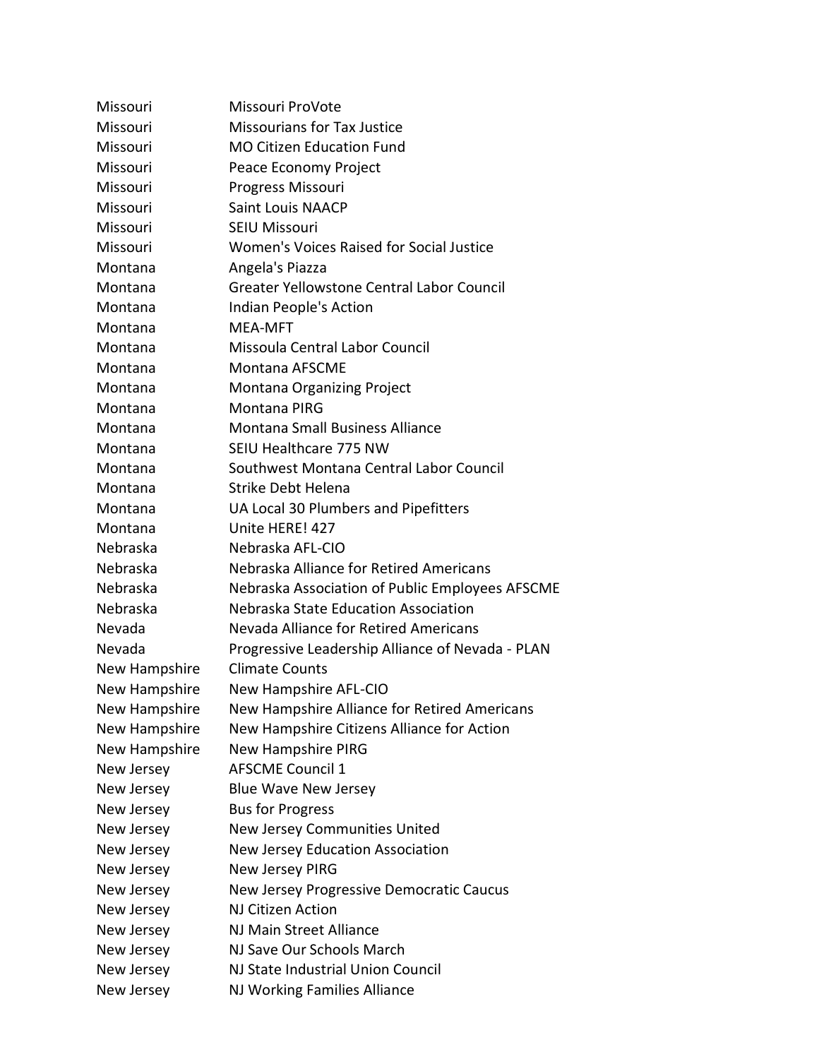| | |
|---|---|
| Missouri | Missouri ProVote |
| Missouri | Missourians for Tax Justice |
| Missouri | MO Citizen Education Fund |
| Missouri | Peace Economy Project |
| Missouri | Progress Missouri |
| Missouri | Saint Louis NAACP |
| Missouri | SEIU Missouri |
| Missouri | Women's Voices Raised for Social Justice |
| Montana | Angela's Piazza |
| Montana | Greater Yellowstone Central Labor Council |
| Montana | Indian People's Action |
| Montana | MEA-MFT |
| Montana | Missoula Central Labor Council |
| Montana | Montana AFSCME |
| Montana | Montana Organizing Project |
| Montana | Montana PIRG |
| Montana | Montana Small Business Alliance |
| Montana | SEIU Healthcare 775 NW |
| Montana | Southwest Montana Central Labor Council |
| Montana | Strike Debt Helena |
| Montana | UA Local 30 Plumbers and Pipefitters |
| Montana | Unite HERE! 427 |
| Nebraska | Nebraska AFL-CIO |
| Nebraska | Nebraska Alliance for Retired Americans |
| Nebraska | Nebraska Association of Public Employees AFSCME |
| Nebraska | Nebraska State Education Association |
| Nevada | Nevada Alliance for Retired Americans |
| Nevada | Progressive Leadership Alliance of Nevada - PLAN |
| New Hampshire | Climate Counts |
| New Hampshire | New Hampshire AFL-CIO |
| New Hampshire | New Hampshire Alliance for Retired Americans |
| New Hampshire | New Hampshire Citizens Alliance for Action |
| New Hampshire | New Hampshire PIRG |
| New Jersey | AFSCME Council 1 |
| New Jersey | Blue Wave New Jersey |
| New Jersey | Bus for Progress |
| New Jersey | New Jersey Communities United |
| New Jersey | New Jersey Education Association |
| New Jersey | New Jersey PIRG |
| New Jersey | New Jersey Progressive Democratic Caucus |
| New Jersey | NJ Citizen Action |
| New Jersey | NJ Main Street Alliance |
| New Jersey | NJ Save Our Schools March |
| New Jersey | NJ State Industrial Union Council |
| New Jersey | NJ Working Families Alliance |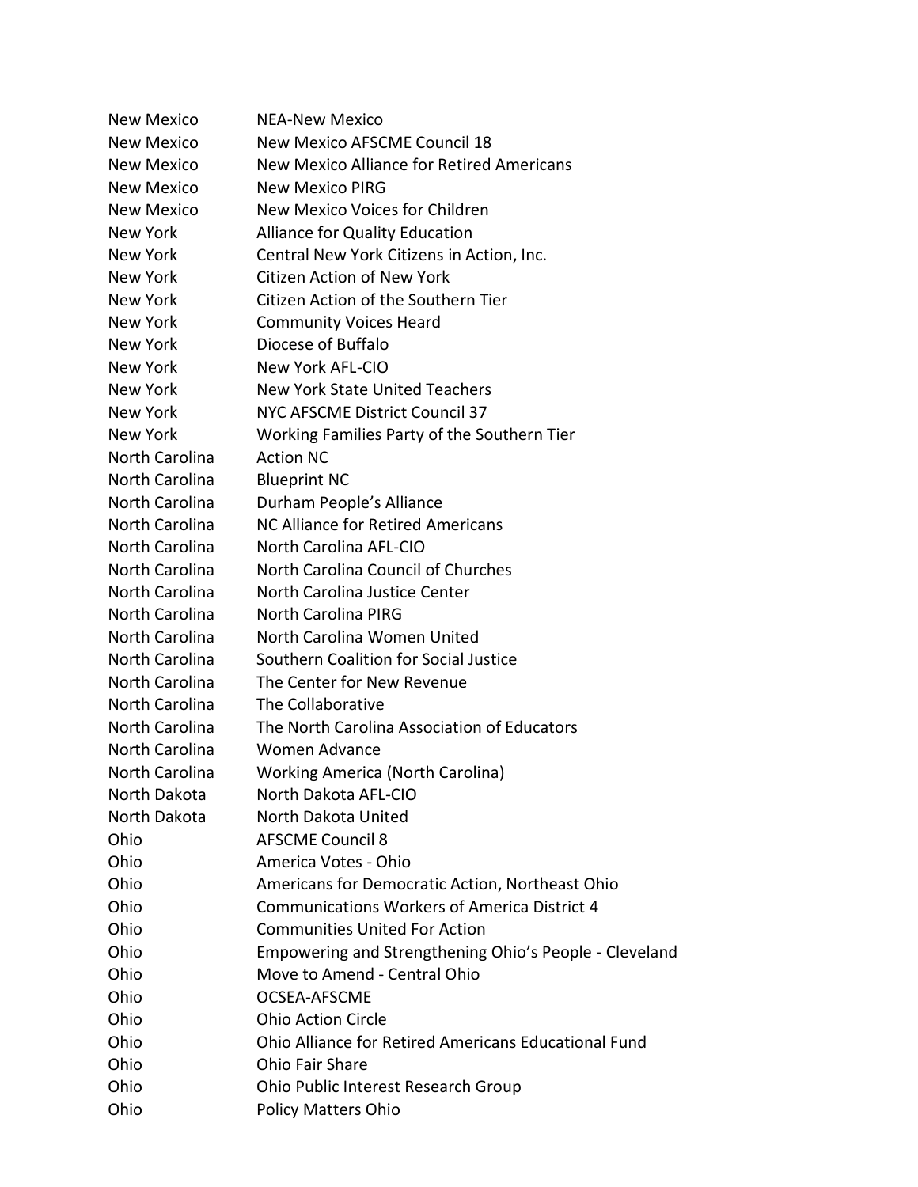| | |
|---|---|
| New Mexico | NEA-New Mexico |
| New Mexico | New Mexico AFSCME Council 18 |
| New Mexico | New Mexico Alliance for Retired Americans |
| New Mexico | New Mexico PIRG |
| New Mexico | New Mexico Voices for Children |
| New York | Alliance for Quality Education |
| New York | Central New York Citizens in Action, Inc. |
| New York | Citizen Action of New York |
| New York | Citizen Action of the Southern Tier |
| New York | Community Voices Heard |
| New York | Diocese of Buffalo |
| New York | New York AFL-CIO |
| New York | New York State United Teachers |
| New York | NYC AFSCME District Council 37 |
| New York | Working Families Party of the Southern Tier |
| North Carolina | Action NC |
| North Carolina | Blueprint NC |
| North Carolina | Durham People's Alliance |
| North Carolina | NC Alliance for Retired Americans |
| North Carolina | North Carolina AFL-CIO |
| North Carolina | North Carolina Council of Churches |
| North Carolina | North Carolina Justice Center |
| North Carolina | North Carolina PIRG |
| North Carolina | North Carolina Women United |
| North Carolina | Southern Coalition for Social Justice |
| North Carolina | The Center for New Revenue |
| North Carolina | The Collaborative |
| North Carolina | The North Carolina Association of Educators |
| North Carolina | Women Advance |
| North Carolina | Working America (North Carolina) |
| North Dakota | North Dakota AFL-CIO |
| North Dakota | North Dakota United |
| Ohio | AFSCME Council 8 |
| Ohio | America Votes - Ohio |
| Ohio | Americans for Democratic Action, Northeast Ohio |
| Ohio | Communications Workers of America District 4 |
| Ohio | Communities United For Action |
| Ohio | Empowering and Strengthening Ohio's People - Cleveland |
| Ohio | Move to Amend - Central Ohio |
| Ohio | OCSEA-AFSCME |
| Ohio | Ohio Action Circle |
| Ohio | Ohio Alliance for Retired Americans Educational Fund |
| Ohio | Ohio Fair Share |
| Ohio | Ohio Public Interest Research Group |
| Ohio | Policy Matters Ohio |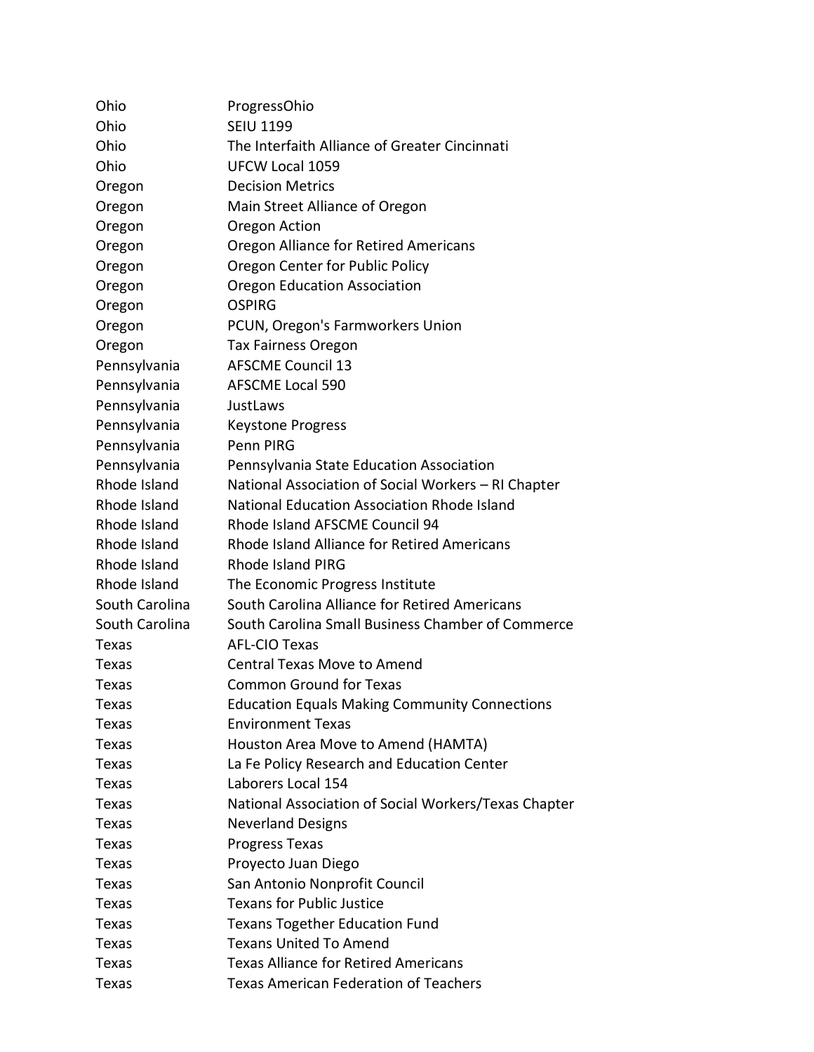| | |
|---|---|
| Ohio | ProgressOhio |
| Ohio | SEIU 1199 |
| Ohio | The Interfaith Alliance of Greater Cincinnati |
| Ohio | UFCW Local 1059 |
| Oregon | Decision Metrics |
| Oregon | Main Street Alliance of Oregon |
| Oregon | Oregon Action |
| Oregon | Oregon Alliance for Retired Americans |
| Oregon | Oregon Center for Public Policy |
| Oregon | Oregon Education Association |
| Oregon | OSPIRG |
| Oregon | PCUN, Oregon's Farmworkers Union |
| Oregon | Tax Fairness Oregon |
| Pennsylvania | AFSCME Council 13 |
| Pennsylvania | AFSCME Local 590 |
| Pennsylvania | JustLaws |
| Pennsylvania | Keystone Progress |
| Pennsylvania | Penn PIRG |
| Pennsylvania | Pennsylvania State Education Association |
| Rhode Island | National Association of Social Workers – RI Chapter |
| Rhode Island | National Education Association Rhode Island |
| Rhode Island | Rhode Island AFSCME Council 94 |
| Rhode Island | Rhode Island Alliance for Retired Americans |
| Rhode Island | Rhode Island PIRG |
| Rhode Island | The Economic Progress Institute |
| South Carolina | South Carolina Alliance for Retired Americans |
| South Carolina | South Carolina Small Business Chamber of Commerce |
| Texas | AFL-CIO Texas |
| Texas | Central Texas Move to Amend |
| Texas | Common Ground for Texas |
| Texas | Education Equals Making Community Connections |
| Texas | Environment Texas |
| Texas | Houston Area Move to Amend (HAMTA) |
| Texas | La Fe Policy Research and Education Center |
| Texas | Laborers Local 154 |
| Texas | National Association of Social Workers/Texas Chapter |
| Texas | Neverland Designs |
| Texas | Progress Texas |
| Texas | Proyecto Juan Diego |
| Texas | San Antonio Nonprofit Council |
| Texas | Texans for Public Justice |
| Texas | Texans Together Education Fund |
| Texas | Texans United To Amend |
| Texas | Texas Alliance for Retired Americans |
| Texas | Texas American Federation of Teachers |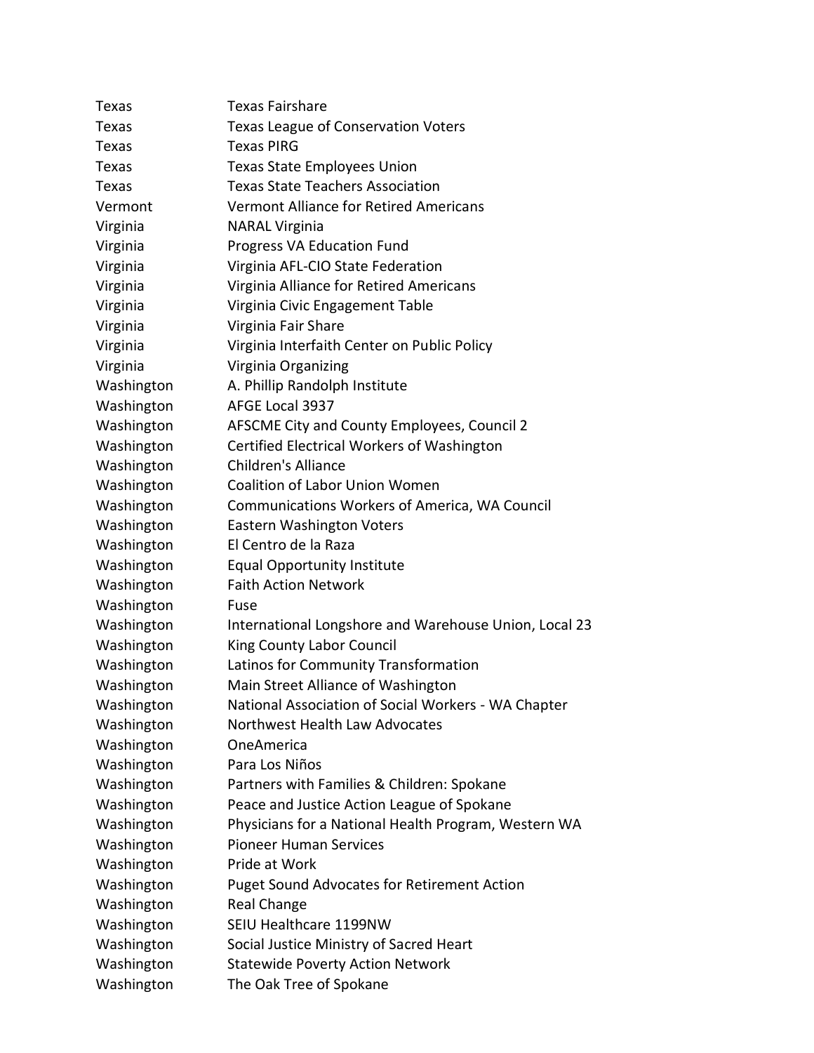| | |
|---|---|
| Texas | Texas Fairshare |
| Texas | Texas League of Conservation Voters |
| Texas | Texas PIRG |
| Texas | Texas State Employees Union |
| Texas | Texas State Teachers Association |
| Vermont | Vermont Alliance for Retired Americans |
| Virginia | NARAL Virginia |
| Virginia | Progress VA Education Fund |
| Virginia | Virginia AFL-CIO State Federation |
| Virginia | Virginia Alliance for Retired Americans |
| Virginia | Virginia Civic Engagement Table |
| Virginia | Virginia Fair Share |
| Virginia | Virginia Interfaith Center on Public Policy |
| Virginia | Virginia Organizing |
| Washington | A. Phillip Randolph Institute |
| Washington | AFGE Local 3937 |
| Washington | AFSCME City and County Employees, Council 2 |
| Washington | Certified Electrical Workers of Washington |
| Washington | Children's Alliance |
| Washington | Coalition of Labor Union Women |
| Washington | Communications Workers of America, WA Council |
| Washington | Eastern Washington Voters |
| Washington | El Centro de la Raza |
| Washington | Equal Opportunity Institute |
| Washington | Faith Action Network |
| Washington | Fuse |
| Washington | International Longshore and Warehouse Union, Local 23 |
| Washington | King County Labor Council |
| Washington | Latinos for Community Transformation |
| Washington | Main Street Alliance of Washington |
| Washington | National Association of Social Workers - WA Chapter |
| Washington | Northwest Health Law Advocates |
| Washington | OneAmerica |
| Washington | Para Los Niños |
| Washington | Partners with Families & Children: Spokane |
| Washington | Peace and Justice Action League of Spokane |
| Washington | Physicians for a National Health Program, Western WA |
| Washington | Pioneer Human Services |
| Washington | Pride at Work |
| Washington | Puget Sound Advocates for Retirement Action |
| Washington | Real Change |
| Washington | SEIU Healthcare 1199NW |
| Washington | Social Justice Ministry of Sacred Heart |
| Washington | Statewide Poverty Action Network |
| Washington | The Oak Tree of Spokane |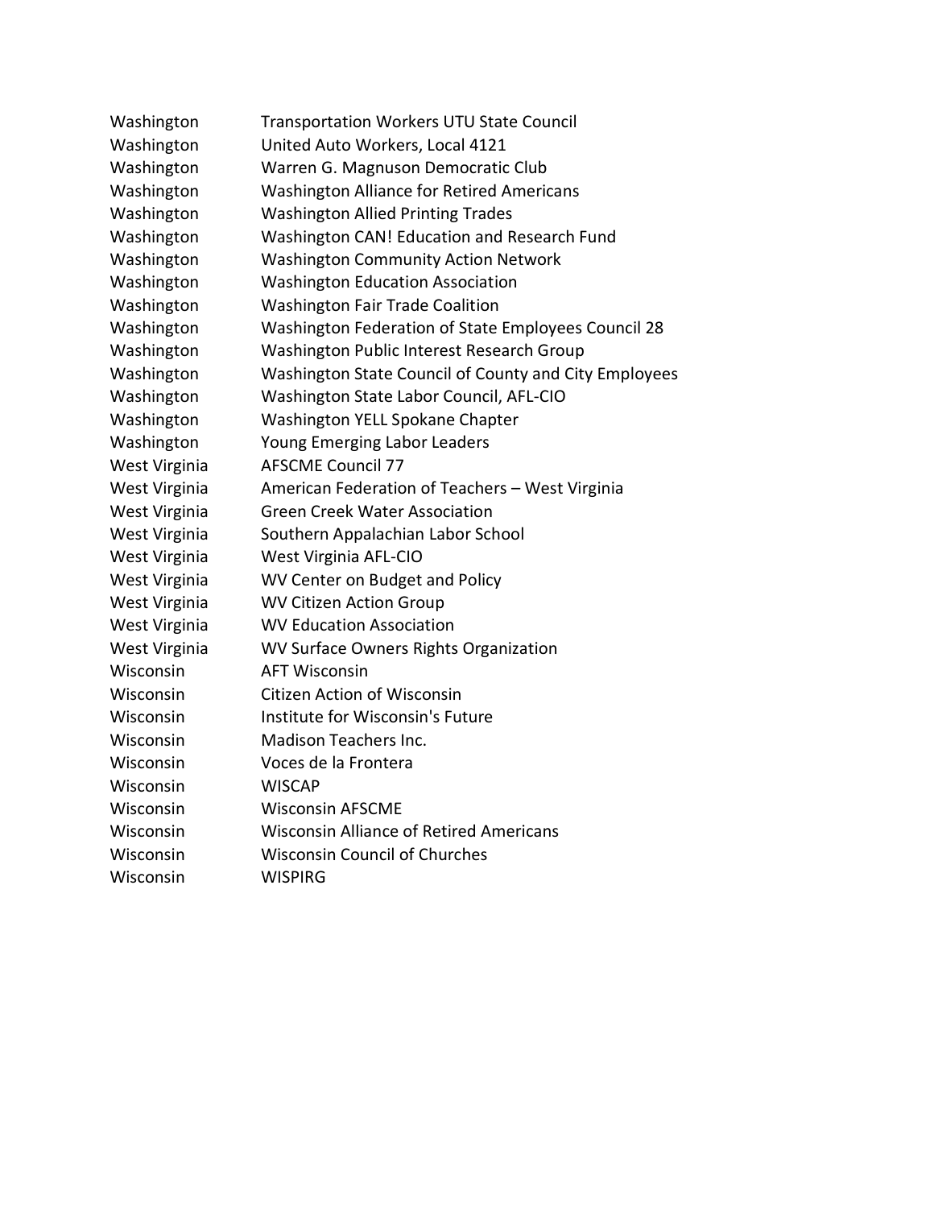| | |
|---|---|
| Washington | Transportation Workers UTU State Council |
| Washington | United Auto Workers, Local 4121 |
| Washington | Warren G. Magnuson Democratic Club |
| Washington | Washington Alliance for Retired Americans |
| Washington | Washington Allied Printing Trades |
| Washington | Washington CAN! Education and Research Fund |
| Washington | Washington Community Action Network |
| Washington | Washington Education Association |
| Washington | Washington Fair Trade Coalition |
| Washington | Washington Federation of State Employees Council 28 |
| Washington | Washington Public Interest Research Group |
| Washington | Washington State Council of County and City Employees |
| Washington | Washington State Labor Council, AFL-CIO |
| Washington | Washington YELL Spokane Chapter |
| Washington | Young Emerging Labor Leaders |
| West Virginia | AFSCME Council 77 |
| West Virginia | American Federation of Teachers – West Virginia |
| West Virginia | Green Creek Water Association |
| West Virginia | Southern Appalachian Labor School |
| West Virginia | West Virginia AFL-CIO |
| West Virginia | WV Center on Budget and Policy |
| West Virginia | WV Citizen Action Group |
| West Virginia | WV Education Association |
| West Virginia | WV Surface Owners Rights Organization |
| Wisconsin | AFT Wisconsin |
| Wisconsin | Citizen Action of Wisconsin |
| Wisconsin | Institute for Wisconsin's Future |
| Wisconsin | Madison Teachers Inc. |
| Wisconsin | Voces de la Frontera |
| Wisconsin | WISCAP |
| Wisconsin | Wisconsin AFSCME |
| Wisconsin | Wisconsin Alliance of Retired Americans |
| Wisconsin | Wisconsin Council of Churches |
| Wisconsin | WISPIRG |